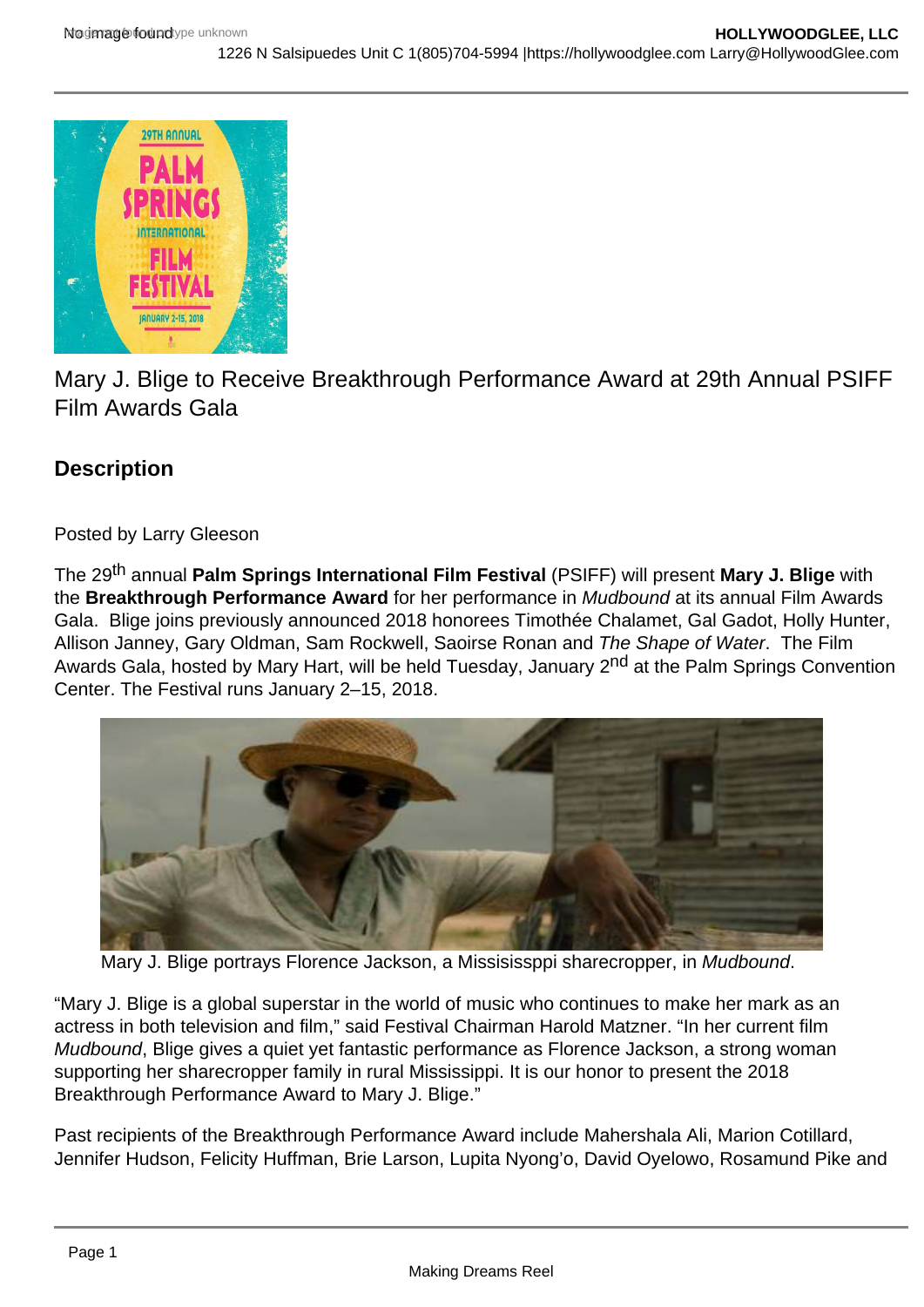# Mary J. Blige to Receive Breakthrough Performance Award at 29th Annual PSIFF Film Awards Gala

## Description

Posted by Larry Gleeson

The 29th annual **Palm Springs International Film Festival** (PSIFF) will present **Mary J. Blige** with the **Breakthrough Performance Award** for her performance in *Mudbound* at its annual Film Awards Gala. Blige joins previously announced 2018 honorees Timothée Chalamet, Gal Gadot, Holly Hunter, Allison Janney, Gary Oldman, Sam Rockwell, Saoirse Ronan and *The Shape of Water*. The Film Awards Gala, hosted by Mary Hart, will be held Tuesday, January 2nd at the Palm Springs Convention Center. The Festival runs January 2–15, 2018.

Mary J. Blige portrays Florence Jackson, a Missisissppi sharecropper, in *Mudbound*.

"Mary J. Blige is a global superstar in the world of music who continues to make her mark as an actress in both television and film," said Festival Chairman Harold Matzner. "In her current film *Mudbound*, Blige gives a quiet yet fantastic performance as Florence Jackson, a strong woman supporting her sharecropper family in rural Mississippi. It is our honor to present the 2018 Breakthrough Performance Award to Mary J. Blige."

Past recipients of the Breakthrough Performance Award include Mahershala Ali, Marion Cotillard, Jennifer Hudson, Felicity Huffman, Brie Larson, Lupita Nyong'o, David Oyelowo, Rosamund Pike and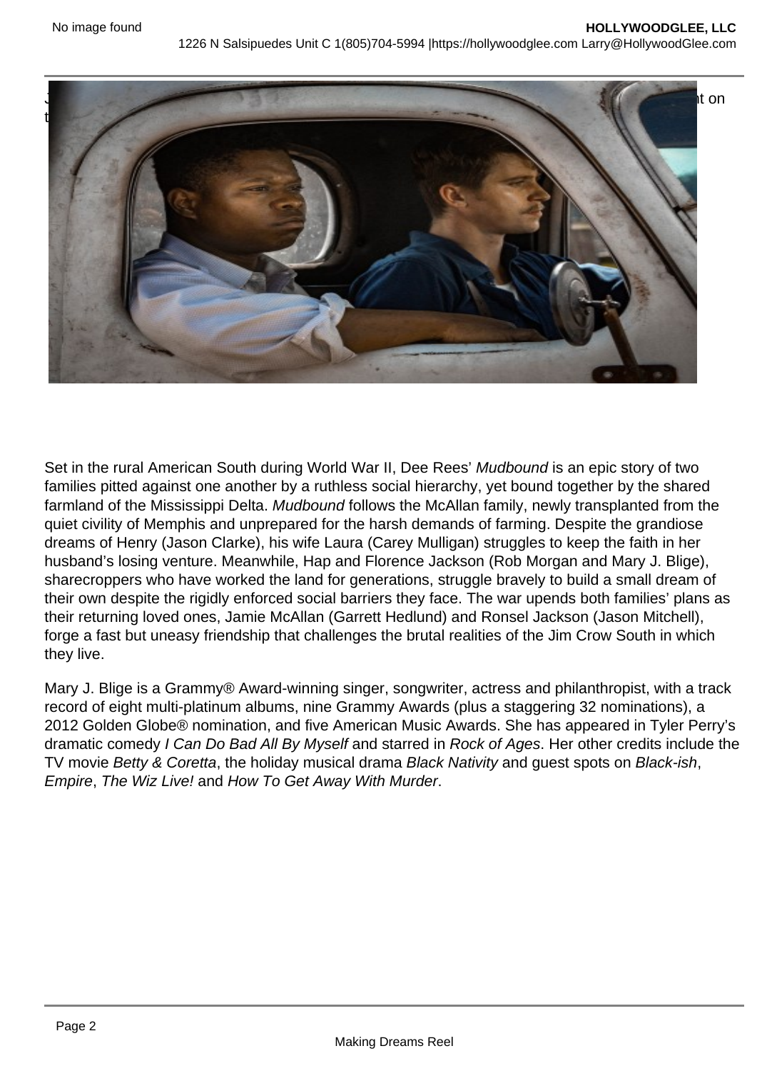Set in the rural American South during World War II, Dee Rees' *Mudbound* is an epic story of two families pitted against one another by a ruthless social hierarchy, yet bound together by the shared farmland of the Mississippi Delta. *Mudbound* follows the McAllan family, newly transplanted from the quiet civility of Memphis and unprepared for the harsh demands of farming. Despite the grandiose dreams of Henry (Jason Clarke), his wife Laura (Carey Mulligan) struggles to keep the faith in her husband's losing venture. Meanwhile, Hap and Florence Jackson (Rob Morgan and Mary J. Blige), sharecroppers who have worked the land for generations, struggle bravely to build a small dream of their own despite the rigidly enforced social barriers they face. The war upends both families' plans as their returning loved ones, Jamie McAllan (Garrett Hedlund) and Ronsel Jackson (Jason Mitchell), forge a fast but uneasy friendship that challenges the brutal realities of the Jim Crow South in which they live.

Mary J. Blige is a Grammy® Award-winning singer, songwriter, actress and philanthropist, with a track record of eight multi-platinum albums, nine Grammy Awards (plus a staggering 32 nominations), a 2012 Golden Globe® nomination, and five American Music Awards. She has appeared in Tyler Perry's dramatic comedy *I Can Do Bad All By Myself* and starred in *Rock of Ages*. Her other credits include the TV movie *Betty & Coretta*, the holiday musical drama *Black Nativity* and guest spots on *Black-ish*, *Empire*, *The Wiz Live!* and *How To Get Away With Murder*.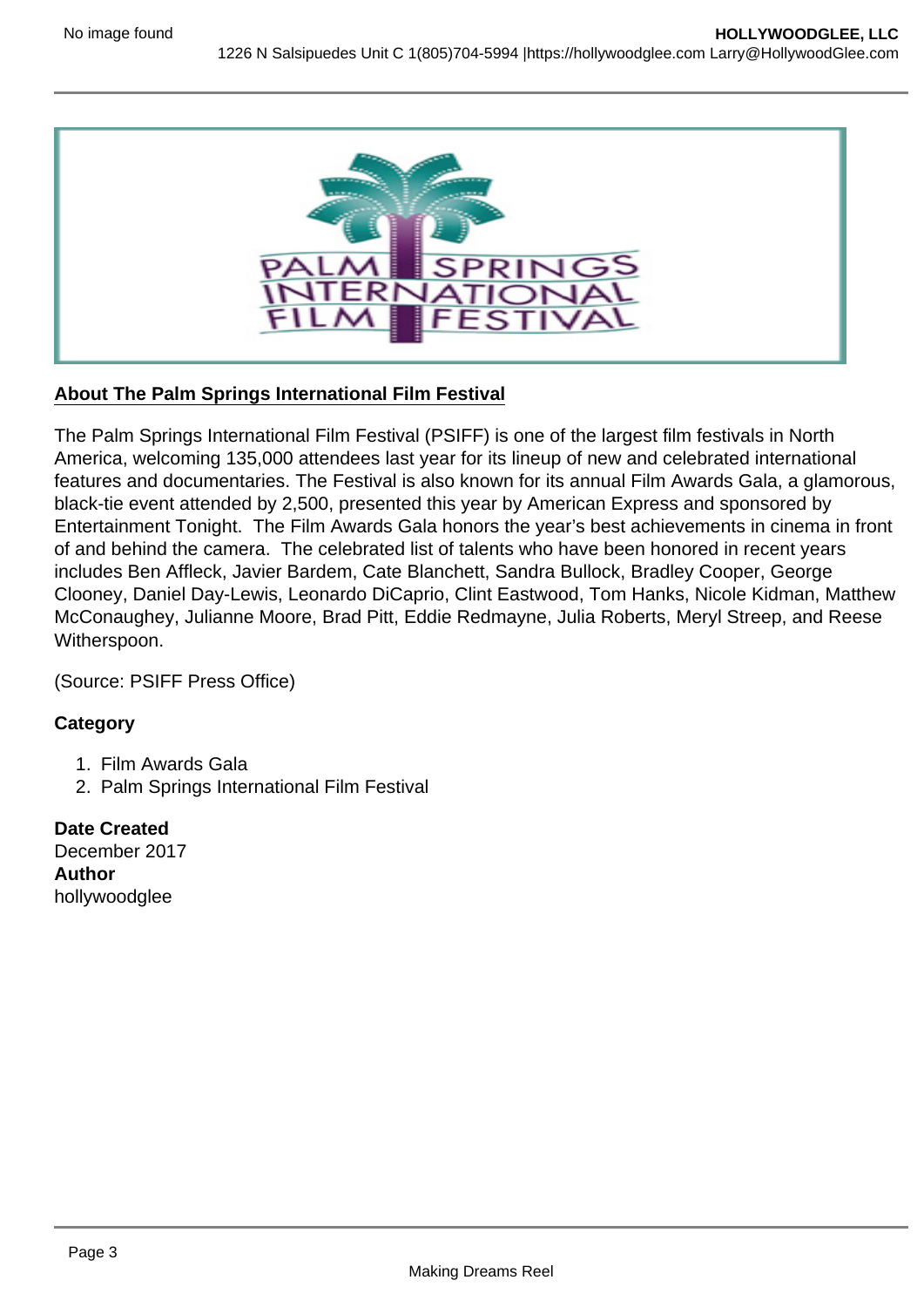**About The Palm Springs International Film Festival**

The Palm Springs International Film Festival (PSIFF) is one of the largest film festivals in North America, welcoming 135,000 attendees last year for its lineup of new and celebrated international features and documentaries. The Festival is also known for its annual Film Awards Gala, a glamorous, black-tie event attended by 2,500, presented this year by American Express and sponsored by Entertainment Tonight. The Film Awards Gala honors the year's best achievements in cinema in front of and behind the camera. The celebrated list of talents who have been honored in recent years includes Ben Affleck, Javier Bardem, Cate Blanchett, Sandra Bullock, Bradley Cooper, George Clooney, Daniel Day-Lewis, Leonardo DiCaprio, Clint Eastwood, Tom Hanks, Nicole Kidman, Matthew McConaughey, Julianne Moore, Brad Pitt, Eddie Redmayne, Julia Roberts, Meryl Streep, and Reese Witherspoon.

(Source: PSIFF Press Office)

**Category**

1. Film Awards Gala
2. Palm Springs International Film Festival

**Date Created**
December 2017
**Author**
hollywoodglee